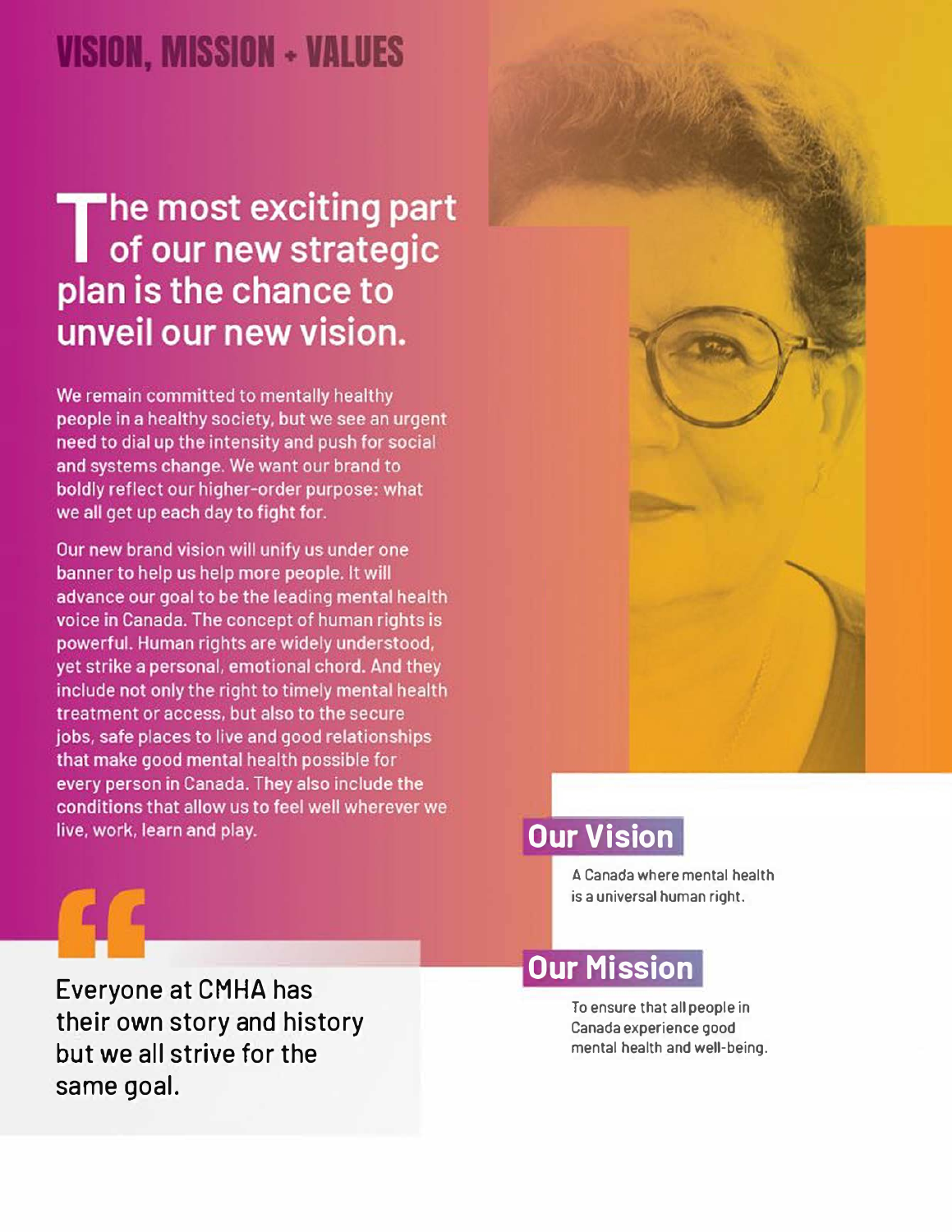# VISION, MISSION + VALUES

## The most exciting part of our new strategic plan is the chance to unveil our new vision.

We remain committed to mentally healthy people in a healthy society, but we see an urgent need to dial up the intensity and push for social and systems change. We want our brand to boldly reflect our higher-order purpose: what we all get up each day to fight for.

Our new brand vision will unify us under one banner to help us help more people. It will advance our goal to be the leading mental health voice in Canada. The concept of human rights is powerful. Human rights are widely understood, yet strike a personal, emotional chord. And they include not only the right to timely mental health treatment or access, but also to the secure jobs, safe places to live and good relationships that make good mental health possible for every person in Canada. They also include the conditions that allow us to feel well wherever we live, work, learn and play.

> Everyone at CMHA has their own story and history but we all strive for the same goal.

## Our Vision

A Canada where mental health is a universal human right.

## Our Mission

To ensure that all people in Canada experience good mental health and well-being.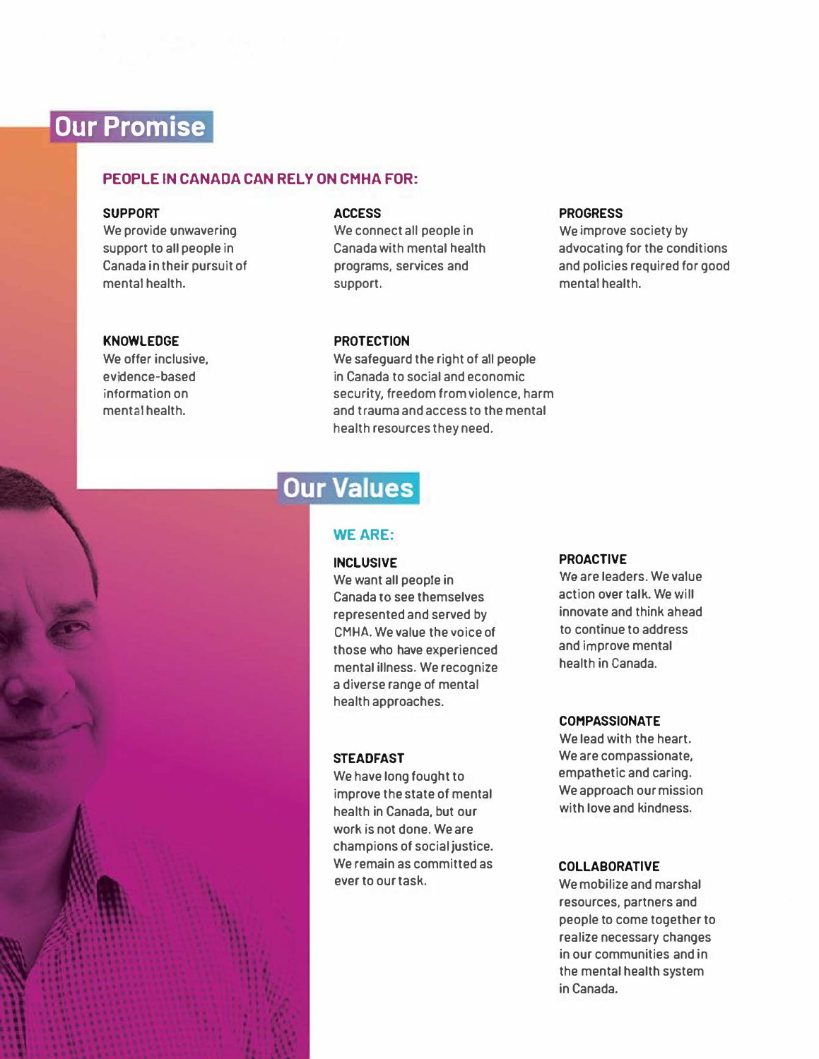## Our Promise

### PEOPLE IN CANADA CAN RELY ON CMHA FOR:

**SUPPORT**
We provide unwavering support to all people in Canada in their pursuit of mental health.

**ACCESS**
We connect all people in Canada with mental health programs, services and support.

**PROGRESS**
We improve society by advocating for the conditions and policies required for good mental health.

**KNOWLEDGE**
We offer inclusive, evidence-based information on mental health.

**PROTECTION**
We safeguard the right of all people in Canada to social and economic security, freedom from violence, harm and trauma and access to the mental health resources they need.

## Our Values

### WE ARE:

**INCLUSIVE**
We want all people in Canada to see themselves represented and served by CMHA. We value the voice of those who have experienced mental illness. We recognize a diverse range of mental health approaches.

**STEADFAST**
We have long fought to improve the state of mental health in Canada, but our work is not done. We are champions of social justice. We remain as committed as ever to our task.

**PROACTIVE**
We are leaders. We value action over talk. We will innovate and think ahead to continue to address and improve mental health in Canada.

**COMPASSIONATE**
We lead with the heart. We are compassionate, empathetic and caring. We approach our mission with love and kindness.

**COLLABORATIVE**
We mobilize and marshal resources, partners and people to come together to realize necessary changes in our communities and in the mental health system in Canada.